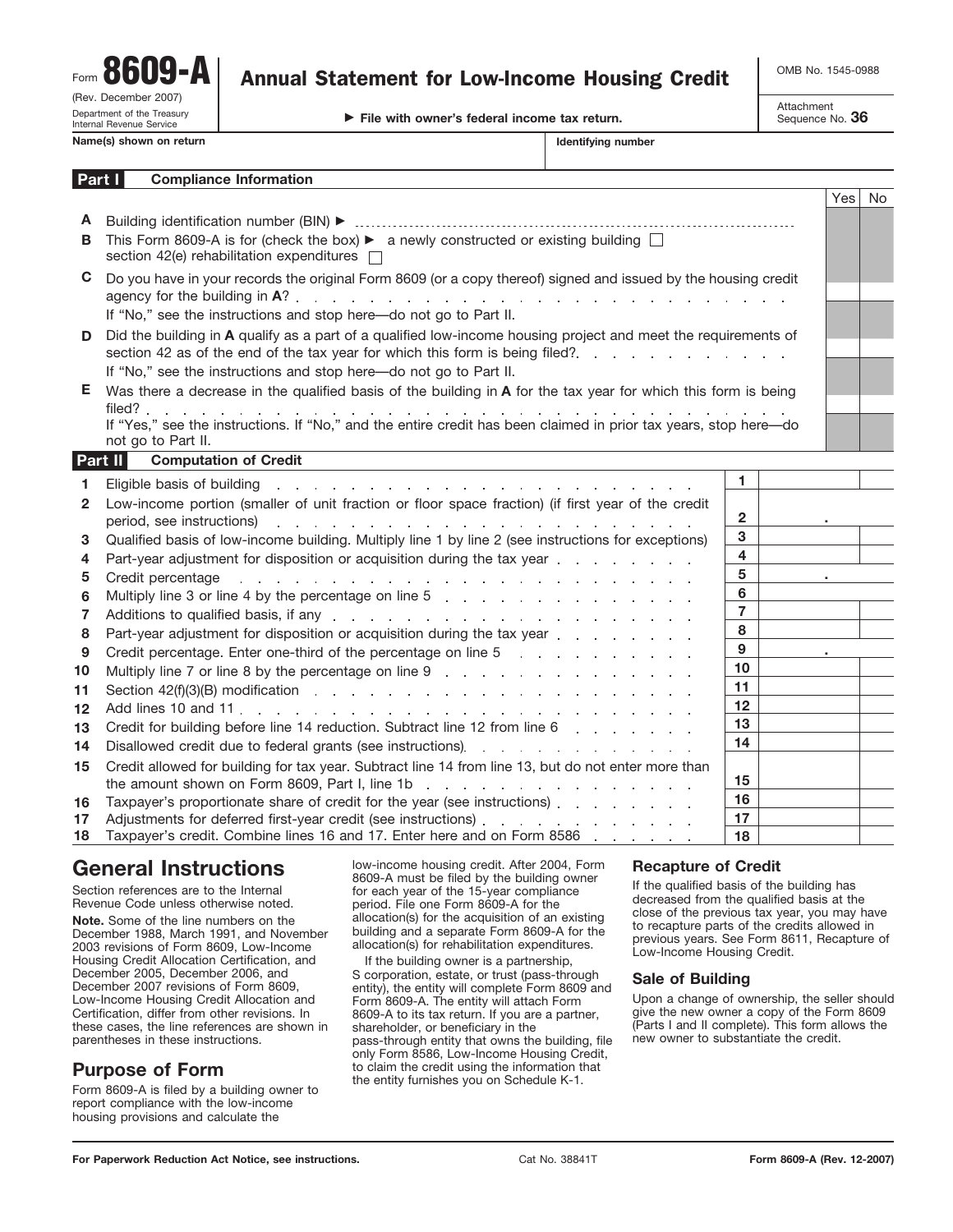Form **8609-A** (Rev. December 2007)
Department of the Treasury
Internal Revenue Service

# Annual Statement for Low-Income Housing Credit

▶ File with owner's federal income tax return.

OMB No. 1545-0988
Attachment Sequence No. **36**

| Name(s) shown on return | Identifying number |
|---|---|
| | |

## Part I Compliance Information

| | | Yes | No |
|---|---|---|---|
| **A** | Building identification number (BIN) ▶ | | |
| **B** | This Form 8609-A is for (check the box) ▶ a newly constructed or existing building ☐ section 42(e) rehabilitation expenditures ☐ | | |
| **C** | Do you have in your records the original Form 8609 (or a copy thereof) signed and issued by the housing credit agency for the building in **A**? If "No," see the instructions and stop here—do not go to Part II. | | |
| **D** | Did the building in **A** qualify as a part of a qualified low-income housing project and meet the requirements of section 42 as of the end of the tax year for which this form is being filed? If "No," see the instructions and stop here—do not go to Part II. | | |
| **E** | Was there a decrease in the qualified basis of the building in **A** for the tax year for which this form is being filed? If "Yes," see the instructions. If "No," and the entire credit has been claimed in prior tax years, stop here—do not go to Part II. | | |

## Part II Computation of Credit

| | | | |
|---|---|---|---|
| **1** | Eligible basis of building | **1** | |
| **2** | Low-income portion (smaller of unit fraction or floor space fraction) (if first year of the credit period, see instructions) | **2** | . |
| **3** | Qualified basis of low-income building. Multiply line 1 by line 2 (see instructions for exceptions) | **3** | |
| **4** | Part-year adjustment for disposition or acquisition during the tax year | **4** | |
| **5** | Credit percentage | **5** | . |
| **6** | Multiply line 3 or line 4 by the percentage on line 5 | **6** | |
| **7** | Additions to qualified basis, if any | **7** | |
| **8** | Part-year adjustment for disposition or acquisition during the tax year | **8** | |
| **9** | Credit percentage. Enter one-third of the percentage on line 5 | **9** | . |
| **10** | Multiply line 7 or line 8 by the percentage on line 9 | **10** | |
| **11** | Section 42(f)(3)(B) modification | **11** | |
| **12** | Add lines 10 and 11 | **12** | |
| **13** | Credit for building before line 14 reduction. Subtract line 12 from line 6 | **13** | |
| **14** | Disallowed credit due to federal grants (see instructions) | **14** | |
| **15** | Credit allowed for building for tax year. Subtract line 14 from line 13, but do not enter more than the amount shown on Form 8609, Part I, line 1b | **15** | |
| **16** | Taxpayer's proportionate share of credit for the year (see instructions) | **16** | |
| **17** | Adjustments for deferred first-year credit (see instructions) | **17** | |
| **18** | Taxpayer's credit. Combine lines 16 and 17. Enter here and on Form 8586 | **18** | |

# General Instructions

Section references are to the Internal Revenue Code unless otherwise noted.

**Note.** Some of the line numbers on the December 1988, March 1991, and November 2003 revisions of Form 8609, Low-Income Housing Credit Allocation Certification, and December 2005, December 2006, and December 2007 revisions of Form 8609, Low-Income Housing Credit Allocation and Certification, differ from other revisions. In these cases, the line references are shown in parentheses in these instructions.

## Purpose of Form

Form 8609-A is filed by a building owner to report compliance with the low-income housing provisions and calculate the low-income housing credit. After 2004, Form 8609-A must be filed by the building owner for each year of the 15-year compliance period. File one Form 8609-A for the allocation(s) for the acquisition of an existing building and a separate Form 8609-A for the allocation(s) for rehabilitation expenditures.

If the building owner is a partnership, S corporation, estate, or trust (pass-through entity), the entity will complete Form 8609 and Form 8609-A. The entity will attach Form 8609-A to its tax return. If you are a partner, shareholder, or beneficiary in the pass-through entity that owns the building, file only Form 8586, Low-Income Housing Credit, to claim the credit using the information that the entity furnishes you on Schedule K-1.

## Recapture of Credit

If the qualified basis of the building has decreased from the qualified basis at the close of the previous tax year, you may have to recapture parts of the credits allowed in previous years. See Form 8611, Recapture of Low-Income Housing Credit.

## Sale of Building

Upon a change of ownership, the seller should give the new owner a copy of the Form 8609 (Parts I and II complete). This form allows the new owner to substantiate the credit.

For Paperwork Reduction Act Notice, see instructions. Cat No. 38841T Form 8609-A (Rev. 12-2007)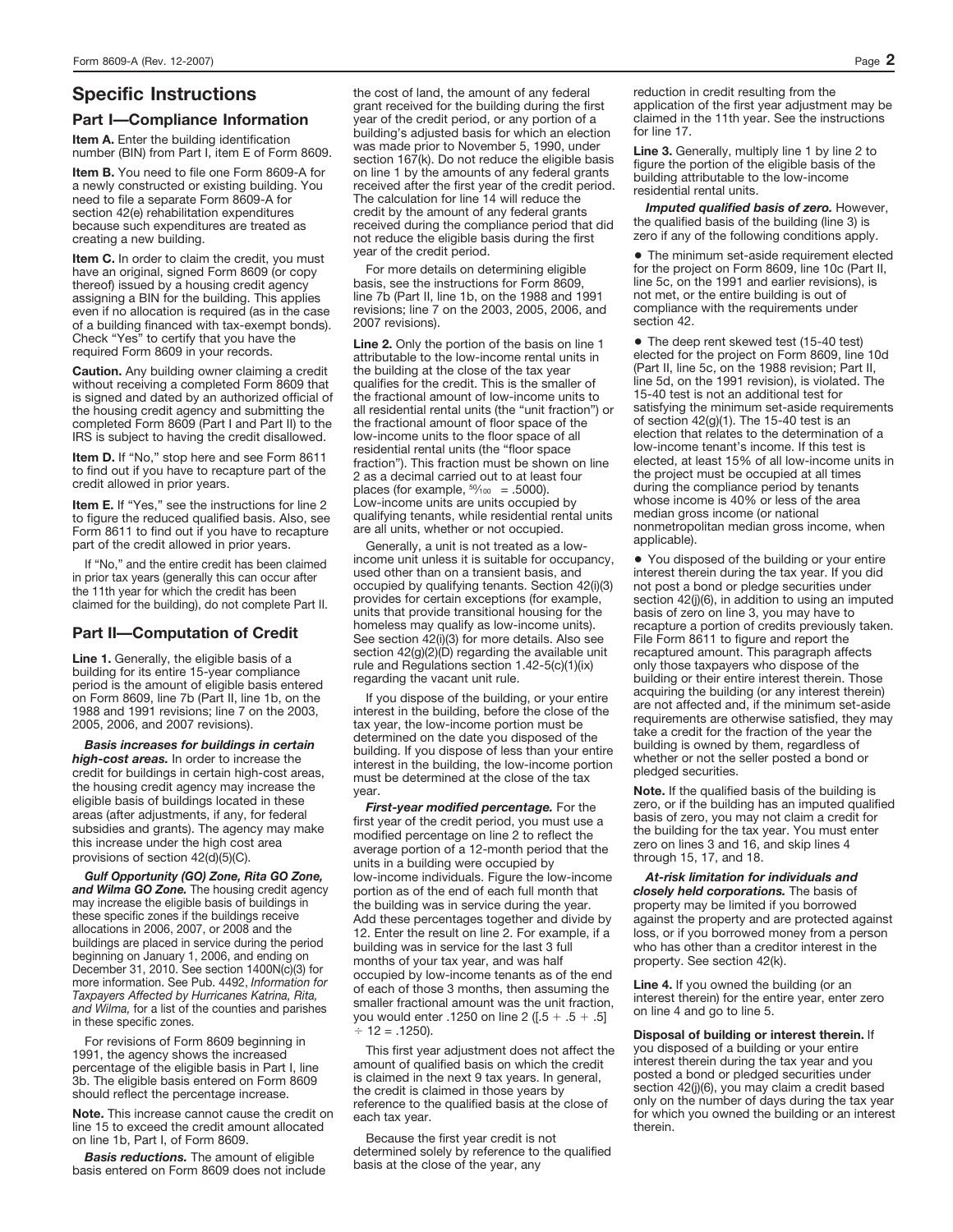## Specific Instructions

### Part I—Compliance Information

**Item A.** Enter the building identification number (BIN) from Part I, item E of Form 8609.

**Item B.** You need to file one Form 8609-A for a newly constructed or existing building. You need to file a separate Form 8609-A for section 42(e) rehabilitation expenditures because such expenditures are treated as creating a new building.

**Item C.** In order to claim the credit, you must have an original, signed Form 8609 (or copy thereof) issued by a housing credit agency assigning a BIN for the building. This applies even if no allocation is required (as in the case of a building financed with tax-exempt bonds). Check "Yes" to certify that you have the required Form 8609 in your records.

**Caution.** Any building owner claiming a credit without receiving a completed Form 8609 that is signed and dated by an authorized official of the housing credit agency and submitting the completed Form 8609 (Part I and Part II) to the IRS is subject to having the credit disallowed.

**Item D.** If "No," stop here and see Form 8611 to find out if you have to recapture part of the credit allowed in prior years.

**Item E.** If "Yes," see the instructions for line 2 to figure the reduced qualified basis. Also, see Form 8611 to find out if you have to recapture part of the credit allowed in prior years.

If "No," and the entire credit has been claimed in prior tax years (generally this can occur after the 11th year for which the credit has been claimed for the building), do not complete Part II.

### Part II—Computation of Credit

**Line 1.** Generally, the eligible basis of a building for its entire 15-year compliance period is the amount of eligible basis entered on Form 8609, line 7b (Part II, line 1b, on the 1988 and 1991 revisions; line 7 on the 2003, 2005, 2006, and 2007 revisions).

***Basis increases for buildings in certain high-cost areas.*** In order to increase the credit for buildings in certain high-cost areas, the housing credit agency may increase the eligible basis of buildings located in these areas (after adjustments, if any, for federal subsidies and grants). The agency may make this increase under the high cost area provisions of section 42(d)(5)(C).

***Gulf Opportunity (GO) Zone, Rita GO Zone, and Wilma GO Zone.*** The housing credit agency may increase the eligible basis of buildings in these specific zones if the buildings receive allocations in 2006, 2007, or 2008 and the buildings are placed in service during the period beginning on January 1, 2006, and ending on December 31, 2010. See section 1400N(c)(3) for more information. See Pub. 4492, *Information for Taxpayers Affected by Hurricanes Katrina, Rita, and Wilma,* for a list of the counties and parishes in these specific zones.

For revisions of Form 8609 beginning in 1991, the agency shows the increased percentage of the eligible basis in Part I, line 3b. The eligible basis entered on Form 8609 should reflect the percentage increase.

**Note.** This increase cannot cause the credit on line 15 to exceed the credit amount allocated on line 1b, Part I, of Form 8609.

***Basis reductions.*** The amount of eligible basis entered on Form 8609 does not include the cost of land, the amount of any federal grant received for the building during the first year of the credit period, or any portion of a building's adjusted basis for which an election was made prior to November 5, 1990, under section 167(k). Do not reduce the eligible basis on line 1 by the amounts of any federal grants received after the first year of the credit period. The calculation for line 14 will reduce the credit by the amount of any federal grants received during the compliance period that did not reduce the eligible basis during the first year of the credit period.

For more details on determining eligible basis, see the instructions for Form 8609, line 7b (Part II, line 1b, on the 1988 and 1991 revisions; line 7 on the 2003, 2005, 2006, and 2007 revisions).

**Line 2.** Only the portion of the basis on line 1 attributable to the low-income rental units in the building at the close of the tax year qualifies for the credit. This is the smaller of the fractional amount of low-income units to all residential rental units (the "unit fraction") or the fractional amount of floor space of the low-income units to the floor space of all residential rental units (the "floor space fraction"). This fraction must be shown on line 2 as a decimal carried out to at least four places (for example, $^{50}/_{100} = .5000$). Low-income units are units occupied by qualifying tenants, while residential rental units are all units, whether or not occupied.

Generally, a unit is not treated as a low-income unit unless it is suitable for occupancy, used other than on a transient basis, and occupied by qualifying tenants. Section 42(i)(3) provides for certain exceptions (for example, units that provide transitional housing for the homeless may qualify as low-income units). See section 42(i)(3) for more details. Also see section 42(g)(2)(D) regarding the available unit rule and Regulations section 1.42-5(c)(1)(ix) regarding the vacant unit rule.

If you dispose of the building, or your entire interest in the building, before the close of the tax year, the low-income portion must be determined on the date you disposed of the building. If you dispose of less than your entire interest in the building, the low-income portion must be determined at the close of the tax year.

***First-year modified percentage.*** For the first year of the credit period, you must use a modified percentage on line 2 to reflect the average portion of a 12-month period that the units in a building were occupied by low-income individuals. Figure the low-income portion as of the end of each full month that the building was in service during the year. Add these percentages together and divide by 12. Enter the result on line 2. For example, if a building was in service for the last 3 full months of your tax year, and was half occupied by low-income tenants as of the end of each of those 3 months, then assuming the smaller fractional amount was the unit fraction, you would enter .1250 on line 2 ($[.5 + .5 + .5] \div 12 = .1250$).

This first year adjustment does not affect the amount of qualified basis on which the credit is claimed in the next 9 tax years. In general, the credit is claimed in those years by reference to the qualified basis at the close of each tax year.

Because the first year credit is not determined solely by reference to the qualified basis at the close of the year, any reduction in credit resulting from the application of the first year adjustment may be claimed in the 11th year. See the instructions for line 17.

**Line 3.** Generally, multiply line 1 by line 2 to figure the portion of the eligible basis of the building attributable to the low-income residential rental units.

***Imputed qualified basis of zero.*** However, the qualified basis of the building (line 3) is zero if any of the following conditions apply.

- The minimum set-aside requirement elected for the project on Form 8609, line 10c (Part II, line 5c, on the 1991 and earlier revisions), is not met, or the entire building is out of compliance with the requirements under section 42.
- The deep rent skewed test (15-40 test) elected for the project on Form 8609, line 10d (Part II, line 5c, on the 1988 revision; Part II, line 5d, on the 1991 revision), is violated. The 15-40 test is not an additional test for satisfying the minimum set-aside requirements of section 42(g)(1). The 15-40 test is an election that relates to the determination of a low-income tenant's income. If this test is elected, at least 15% of all low-income units in the project must be occupied at all times during the compliance period by tenants whose income is 40% or less of the area median gross income (or national nonmetropolitan median gross income, when applicable).
- You disposed of the building or your entire interest therein during the tax year. If you did not post a bond or pledge securities under section 42(j)(6), in addition to using an imputed basis of zero on line 3, you may have to recapture a portion of credits previously taken. File Form 8611 to figure and report the recaptured amount. This paragraph affects only those taxpayers who dispose of the building or their entire interest therein. Those acquiring the building (or any interest therein) are not affected and, if the minimum set-aside requirements are otherwise satisfied, they may take a credit for the fraction of the year the building is owned by them, regardless of whether or not the seller posted a bond or pledged securities.

**Note.** If the qualified basis of the building is zero, or if the building has an imputed qualified basis of zero, you may not claim a credit for the building for the tax year. You must enter zero on lines 3 and 16, and skip lines 4 through 15, 17, and 18.

***At-risk limitation for individuals and closely held corporations.*** The basis of property may be limited if you borrowed against the property and are protected against loss, or if you borrowed money from a person who has other than a creditor interest in the property. See section 42(k).

**Line 4.** If you owned the building (or an interest therein) for the entire year, enter zero on line 4 and go to line 5.

**Disposal of building or interest therein.** If you disposed of a building or your entire interest therein during the tax year and you posted a bond or pledged securities under section 42(j)(6), you may claim a credit based only on the number of days during the tax year for which you owned the building or an interest therein.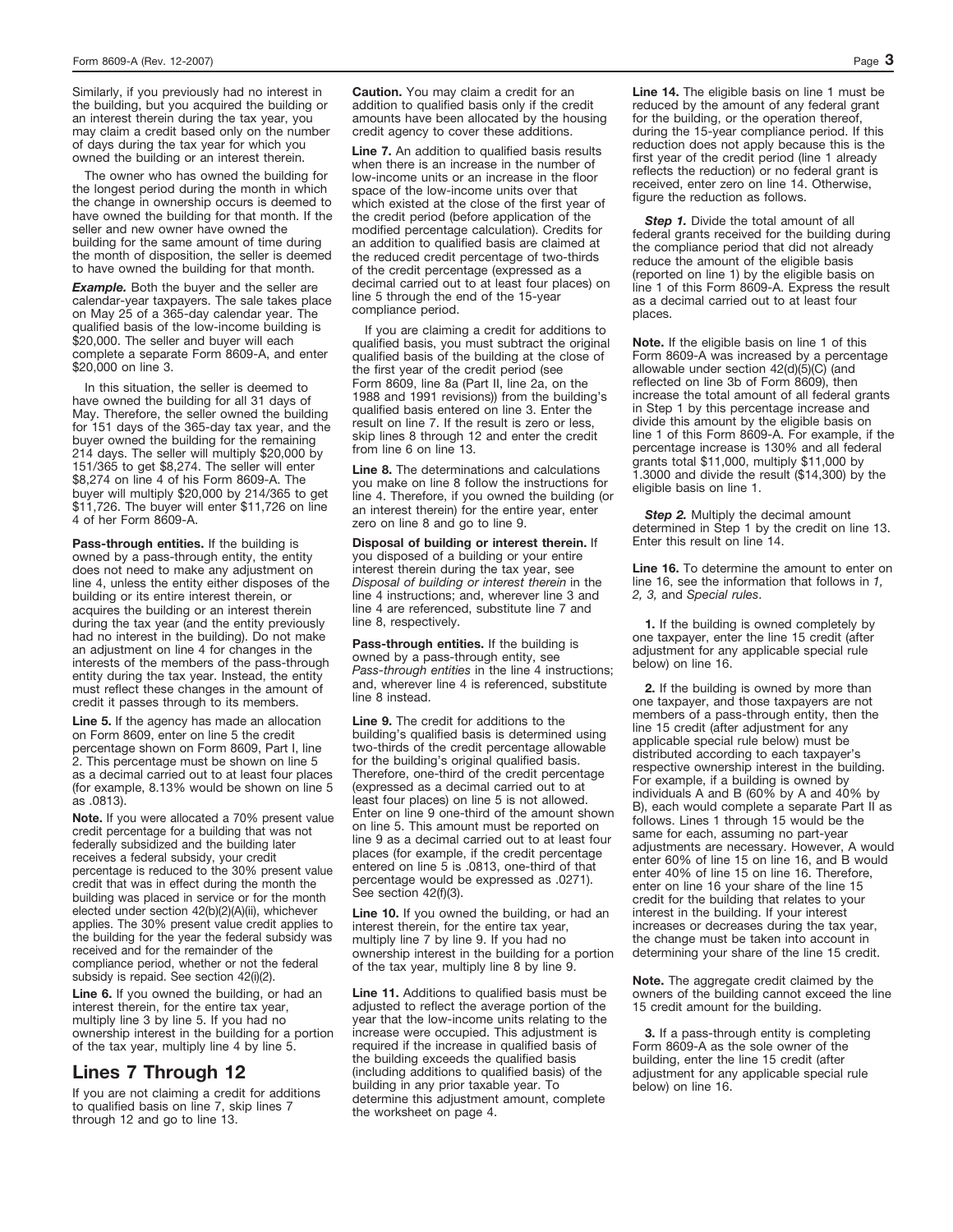Similarly, if you previously had no interest in the building, but you acquired the building or an interest therein during the tax year, you may claim a credit based only on the number of days during the tax year for which you owned the building or an interest therein.

The owner who has owned the building for the longest period during the month in which the change in ownership occurs is deemed to have owned the building for that month. If the seller and new owner have owned the building for the same amount of time during the month of disposition, the seller is deemed to have owned the building for that month.

***Example.*** Both the buyer and the seller are calendar-year taxpayers. The sale takes place on May 25 of a 365-day calendar year. The qualified basis of the low-income building is $20,000. The seller and buyer will each complete a separate Form 8609-A, and enter $20,000 on line 3.

In this situation, the seller is deemed to have owned the building for all 31 days of May. Therefore, the seller owned the building for 151 days of the 365-day tax year, and the buyer owned the building for the remaining 214 days. The seller will multiply $20,000 by 151/365 to get $8,274. The seller will enter $8,274 on line 4 of his Form 8609-A. The buyer will multiply $20,000 by 214/365 to get $11,726. The buyer will enter $11,726 on line 4 of her Form 8609-A.

**Pass-through entities.** If the building is owned by a pass-through entity, the entity does not need to make any adjustment on line 4, unless the entity either disposes of the building or its entire interest therein, or acquires the building or an interest therein during the tax year (and the entity previously had no interest in the building). Do not make an adjustment on line 4 for changes in the interests of the members of the pass-through entity during the tax year. Instead, the entity must reflect these changes in the amount of credit it passes through to its members.

**Line 5.** If the agency has made an allocation on Form 8609, enter on line 5 the credit percentage shown on Form 8609, Part I, line 2. This percentage must be shown on line 5 as a decimal carried out to at least four places (for example, 8.13% would be shown on line 5 as .0813).

**Note.** If you were allocated a 70% present value credit percentage for a building that was not federally subsidized and the building later receives a federal subsidy, your credit percentage is reduced to the 30% present value credit that was in effect during the month the building was placed in service or for the month elected under section 42(b)(2)(A)(ii), whichever applies. The 30% present value credit applies to the building for the year the federal subsidy was received and for the remainder of the compliance period, whether or not the federal subsidy is repaid. See section 42(i)(2).

**Line 6.** If you owned the building, or had an interest therein, for the entire tax year, multiply line 3 by line 5. If you had no ownership interest in the building for a portion of the tax year, multiply line 4 by line 5.

## Lines 7 Through 12

If you are not claiming a credit for additions to qualified basis on line 7, skip lines 7 through 12 and go to line 13.

**Caution.** You may claim a credit for an addition to qualified basis only if the credit amounts have been allocated by the housing credit agency to cover these additions.

**Line 7.** An addition to qualified basis results when there is an increase in the number of low-income units or an increase in the floor space of the low-income units over that which existed at the close of the first year of the credit period (before application of the modified percentage calculation). Credits for an addition to qualified basis are claimed at the reduced credit percentage of two-thirds of the credit percentage (expressed as a decimal carried out to at least four places) on line 5 through the end of the 15-year compliance period.

If you are claiming a credit for additions to qualified basis, you must subtract the original qualified basis of the building at the close of the first year of the credit period (see Form 8609, line 8a (Part II, line 2a, on the 1988 and 1991 revisions)) from the building's qualified basis entered on line 3. Enter the result on line 7. If the result is zero or less, skip lines 8 through 12 and enter the credit from line 6 on line 13.

**Line 8.** The determinations and calculations you make on line 8 follow the instructions for line 4. Therefore, if you owned the building (or an interest therein) for the entire year, enter zero on line 8 and go to line 9.

**Disposal of building or interest therein.** If you disposed of a building or your entire interest therein during the tax year, see *Disposal of building or interest therein* in the line 4 instructions; and, wherever line 3 and line 4 are referenced, substitute line 7 and line 8, respectively.

**Pass-through entities.** If the building is owned by a pass-through entity, see *Pass-through entities* in the line 4 instructions; and, wherever line 4 is referenced, substitute line 8 instead.

**Line 9.** The credit for additions to the building's qualified basis is determined using two-thirds of the credit percentage allowable for the building's original qualified basis. Therefore, one-third of the credit percentage (expressed as a decimal carried out to at least four places) on line 5 is not allowed. Enter on line 9 one-third of the amount shown on line 5. This amount must be reported on line 9 as a decimal carried out to at least four places (for example, if the credit percentage entered on line 5 is .0813, one-third of that percentage would be expressed as .0271). See section 42(f)(3).

**Line 10.** If you owned the building, or had an interest therein, for the entire tax year, multiply line 7 by line 9. If you had no ownership interest in the building for a portion of the tax year, multiply line 8 by line 9.

**Line 11.** Additions to qualified basis must be adjusted to reflect the average portion of the year that the low-income units relating to the increase were occupied. This adjustment is required if the increase in qualified basis of the building exceeds the qualified basis (including additions to qualified basis) of the building in any prior taxable year. To determine this adjustment amount, complete the worksheet on page 4.

**Line 14.** The eligible basis on line 1 must be reduced by the amount of any federal grant for the building, or the operation thereof, during the 15-year compliance period. If this reduction does not apply because this is the first year of the credit period (line 1 already reflects the reduction) or no federal grant is received, enter zero on line 14. Otherwise, figure the reduction as follows.

***Step 1.*** Divide the total amount of all federal grants received for the building during the compliance period that did not already reduce the amount of the eligible basis (reported on line 1) by the eligible basis on line 1 of this Form 8609-A. Express the result as a decimal carried out to at least four places.

**Note.** If the eligible basis on line 1 of this Form 8609-A was increased by a percentage allowable under section 42(d)(5)(C) (and reflected on line 3b of Form 8609), then increase the total amount of all federal grants in Step 1 by this percentage increase and divide this amount by the eligible basis on line 1 of this Form 8609-A. For example, if the percentage increase is 130% and all federal grants total $11,000, multiply $11,000 by 1.3000 and divide the result ($14,300) by the eligible basis on line 1.

***Step 2.*** Multiply the decimal amount determined in Step 1 by the credit on line 13. Enter this result on line 14.

**Line 16.** To determine the amount to enter on line 16, see the information that follows in *1, 2, 3,* and *Special rules*.

**1.** If the building is owned completely by one taxpayer, enter the line 15 credit (after adjustment for any applicable special rule below) on line 16.

**2.** If the building is owned by more than one taxpayer, and those taxpayers are not members of a pass-through entity, then the line 15 credit (after adjustment for any applicable special rule below) must be distributed according to each taxpayer's respective ownership interest in the building. For example, if a building is owned by individuals A and B (60% by A and 40% by B), each would complete a separate Part II as follows. Lines 1 through 15 would be the same for each, assuming no part-year adjustments are necessary. However, A would enter 60% of line 15 on line 16, and B would enter 40% of line 15 on line 16. Therefore, enter on line 16 your share of the line 15 credit for the building that relates to your interest in the building. If your interest increases or decreases during the tax year, the change must be taken into account in determining your share of the line 15 credit.

**Note.** The aggregate credit claimed by the owners of the building cannot exceed the line 15 credit amount for the building.

**3.** If a pass-through entity is completing Form 8609-A as the sole owner of the building, enter the line 15 credit (after adjustment for any applicable special rule below) on line 16.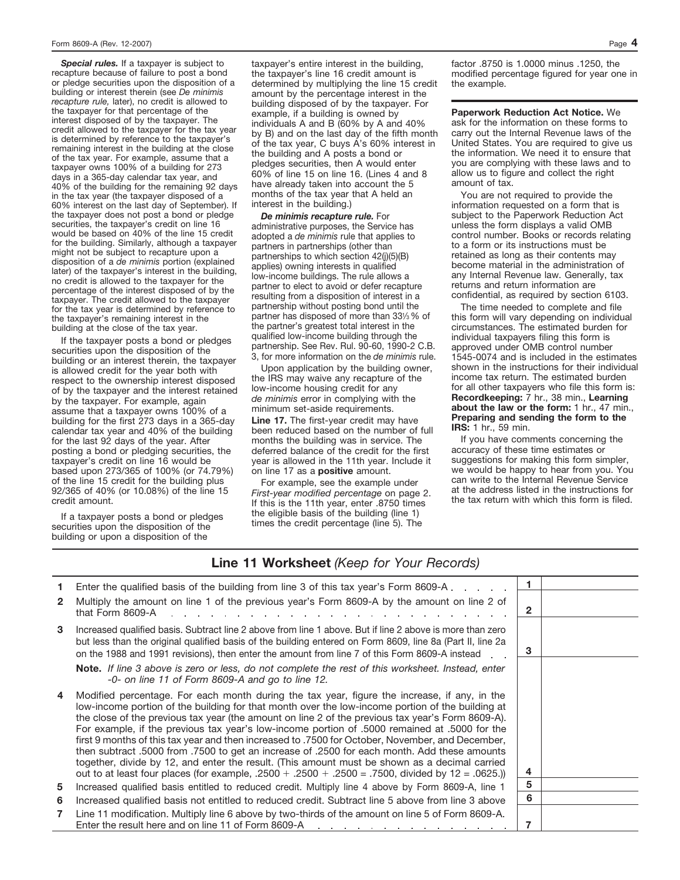*Special rules.* If a taxpayer is subject to recapture because of failure to post a bond or pledge securities upon the disposition of a building or interest therein (see *De minimis recapture rule,* later), no credit is allowed to the taxpayer for that percentage of the interest disposed of by the taxpayer. The credit allowed to the taxpayer for the tax year is determined by reference to the taxpayer's remaining interest in the building at the close of the tax year. For example, assume that a taxpayer owns 100% of a building for 273 days in a 365-day calendar tax year, and 40% of the building for the remaining 92 days in the tax year (the taxpayer disposed of a 60% interest on the last day of September). If the taxpayer does not post a bond or pledge securities, the taxpayer's credit on line 16 would be based on 40% of the line 15 credit for the building. Similarly, although a taxpayer might not be subject to recapture upon a disposition of a *de minimis* portion (explained later) of the taxpayer's interest in the building, no credit is allowed to the taxpayer for the percentage of the interest disposed of by the taxpayer. The credit allowed to the taxpayer for the tax year is determined by reference to the taxpayer's remaining interest in the building at the close of the tax year.

If the taxpayer posts a bond or pledges securities upon the disposition of the building or an interest therein, the taxpayer is allowed credit for the year both with respect to the ownership interest disposed of by the taxpayer and the interest retained by the taxpayer. For example, again assume that a taxpayer owns 100% of a building for the first 273 days in a 365-day calendar tax year and 40% of the building for the last 92 days of the year. After posting a bond or pledging securities, the taxpayer's credit on line 16 would be based upon 273/365 of 100% (or 74.79%) of the line 15 credit for the building plus 92/365 of 40% (or 10.08%) of the line 15 credit amount.

If a taxpayer posts a bond or pledges securities upon the disposition of the building or upon a disposition of the taxpayer's entire interest in the building, the taxpayer's line 16 credit amount is determined by multiplying the line 15 credit amount by the percentage interest in the building disposed of by the taxpayer. For example, if a building is owned by individuals A and B (60% by A and 40% by B) and on the last day of the fifth month of the tax year, C buys A's 60% interest in the building and A posts a bond or pledges securities, then A would enter 60% of line 15 on line 16. (Lines 4 and 8 have already taken into account the 5 months of the tax year that A held an interest in the building.)

*De minimis recapture rule.* For administrative purposes, the Service has adopted a *de minimis* rule that applies to partners in partnerships (other than partnerships to which section 42(j)(5)(B) applies) owning interests in qualified low-income buildings. The rule allows a partner to elect to avoid or defer recapture resulting from a disposition of interest in a partnership without posting bond until the partner has disposed of more than 33⅓% of the partner's greatest total interest in the qualified low-income building through the partnership. See Rev. Rul. 90-60, 1990-2 C.B. 3, for more information on the *de minimis* rule.

Upon application by the building owner, the IRS may waive any recapture of the low-income housing credit for any *de minimis* error in complying with the minimum set-aside requirements.

**Line 17.** The first-year credit may have been reduced based on the number of full months the building was in service. The deferred balance of the credit for the first year is allowed in the 11th year. Include it on line 17 as a **positive** amount.

For example, see the example under *First-year modified percentage* on page 2. If this is the 11th year, enter .8750 times the eligible basis of the building (line 1) times the credit percentage (line 5). The factor .8750 is 1.0000 minus .1250, the modified percentage figured for year one in the example.

**Paperwork Reduction Act Notice.** We ask for the information on these forms to carry out the Internal Revenue laws of the United States. You are required to give us the information. We need it to ensure that you are complying with these laws and to allow us to figure and collect the right amount of tax.

You are not required to provide the information requested on a form that is subject to the Paperwork Reduction Act unless the form displays a valid OMB control number. Books or records relating to a form or its instructions must be retained as long as their contents may become material in the administration of any Internal Revenue law. Generally, tax returns and return information are confidential, as required by section 6103.

The time needed to complete and file this form will vary depending on individual circumstances. The estimated burden for individual taxpayers filing this form is approved under OMB control number 1545-0074 and is included in the estimates shown in the instructions for their individual income tax return. The estimated burden for all other taxpayers who file this form is: **Recordkeeping:** 7 hr., 38 min., **Learning about the law or the form:** 1 hr., 47 min., **Preparing and sending the form to the IRS:** 1 hr., 59 min.

If you have comments concerning the accuracy of these time estimates or suggestions for making this form simpler, we would be happy to hear from you. You can write to the Internal Revenue Service at the address listed in the instructions for the tax return with which this form is filed.

## Line 11 Worksheet *(Keep for Your Records)*

| | | | |
|---|---|---|---|
| **1** | Enter the qualified basis of the building from line 3 of this tax year's Form 8609-A | 1 | |
| **2** | Multiply the amount on line 1 of the previous year's Form 8609-A by the amount on line 2 of that Form 8609-A | 2 | |
| **3** | Increased qualified basis. Subtract line 2 above from line 1 above. But if line 2 above is more than zero but less than the original qualified basis of the building entered on Form 8609, line 8a (Part II, line 2a on the 1988 and 1991 revisions), then enter the amount from line 7 of this Form 8609-A instead | 3 | |
| | **Note.** *If line 3 above is zero or less, do not complete the rest of this worksheet. Instead, enter -0- on line 11 of Form 8609-A and go to line 12.* | | |
| **4** | Modified percentage. For each month during the tax year, figure the increase, if any, in the low-income portion of the building for that month over the low-income portion of the building at the close of the previous tax year (the amount on line 2 of the previous tax year's Form 8609-A). For example, if the previous tax year's low-income portion of .5000 remained at .5000 for the first 9 months of this tax year and then increased to .7500 for October, November, and December, then subtract .5000 from .7500 to get an increase of .2500 for each month. Add these amounts together, divide by 12, and enter the result. (This amount must be shown as a decimal carried out to at least four places (for example, .2500 + .2500 + .2500 = .7500, divided by 12 = .0625.)) | 4 | |
| **5** | Increased qualified basis entitled to reduced credit. Multiply line 4 above by Form 8609-A, line 1 | 5 | |
| **6** | Increased qualified basis not entitled to reduced credit. Subtract line 5 above from line 3 above | 6 | |
| **7** | Line 11 modification. Multiply line 6 above by two-thirds of the amount on line 5 of Form 8609-A. Enter the result here and on line 11 of Form 8609-A | 7 | |